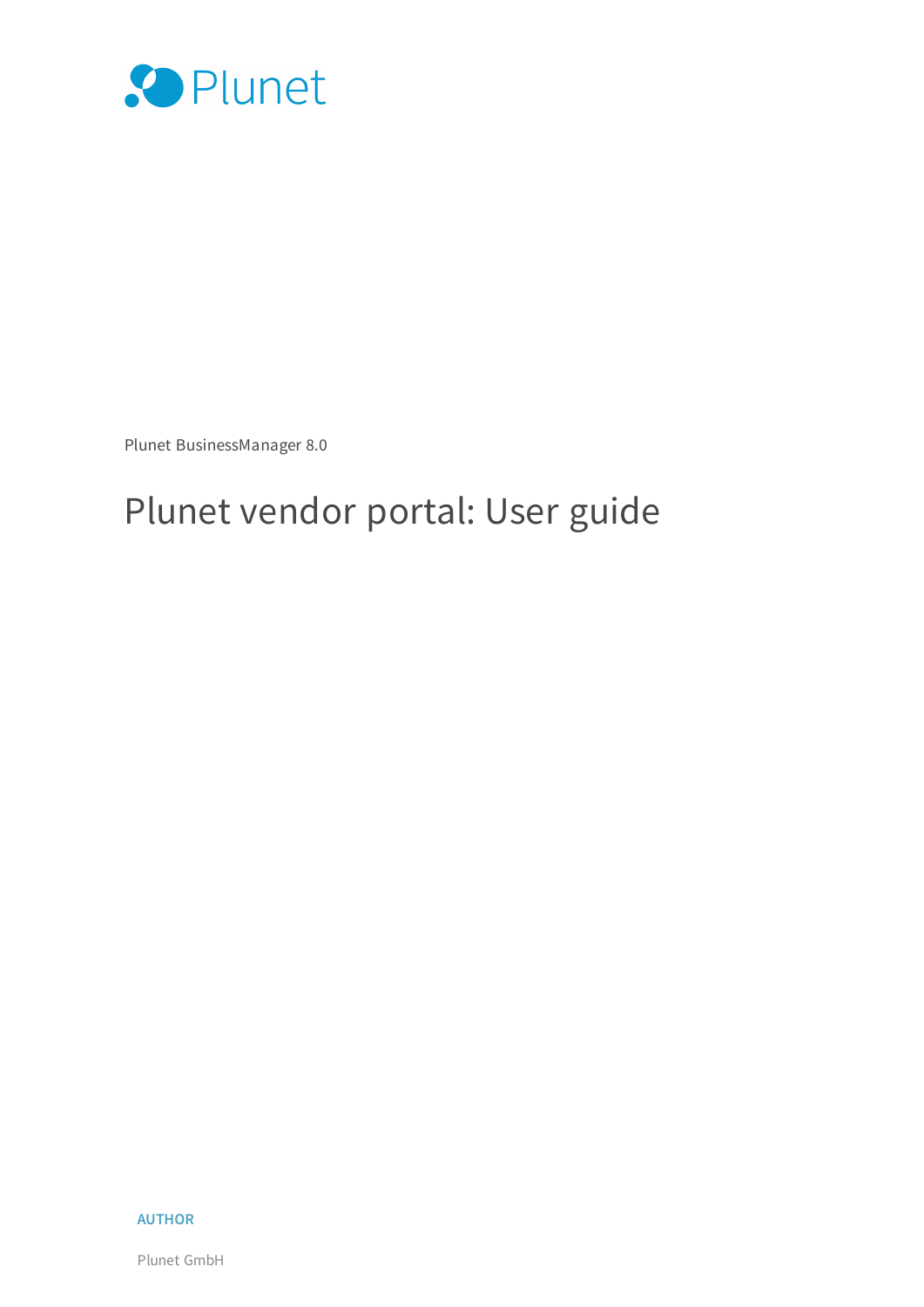Plunet

Plunet BusinessManager 8.0

# Plunet vendor portal: User guide

**AUTHOR**

Plunet GmbH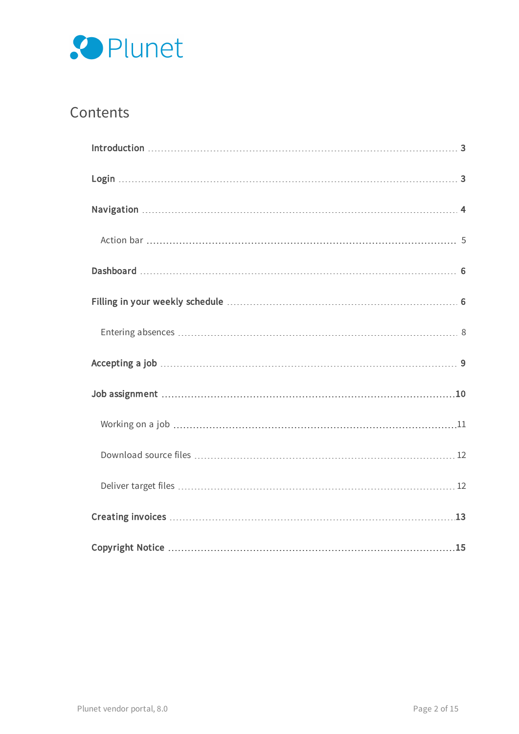Plunet

# Contents

**Introduction** ........ **3**

**Login** ........ **3**

**Navigation** ........ **4**

- Action bar ........ 5

**Dashboard** ........ **6**

**Filling in your weekly schedule** ........ **6**

- Entering absences ........ 8

**Accepting a job** ........ **9**

**Job assignment** ........ **10**

- Working on a job ........ 11
- Download source files ........ 12
- Deliver target files ........ 12

**Creating invoices** ........ **13**

**Copyright Notice** ........ **15**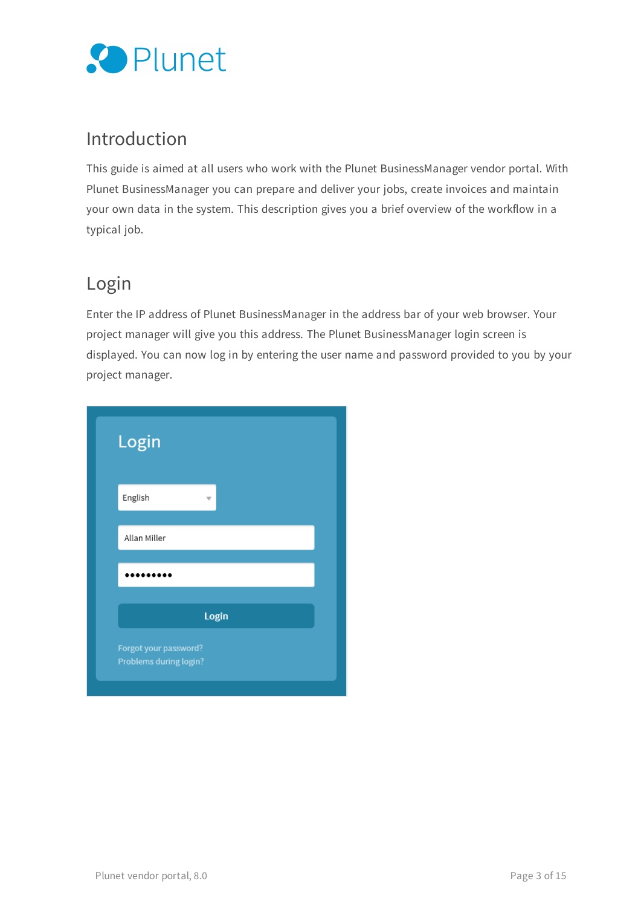## Introduction

This guide is aimed at all users who work with the Plunet BusinessManager vendor portal. With Plunet BusinessManager you can prepare and deliver your jobs, create invoices and maintain your own data in the system. This description gives you a brief overview of the workflow in a typical job.

## Login

Enter the IP address of Plunet BusinessManager in the address bar of your web browser. Your project manager will give you this address. The Plunet BusinessManager login screen is displayed. You can now log in by entering the user name and password provided to you by your project manager.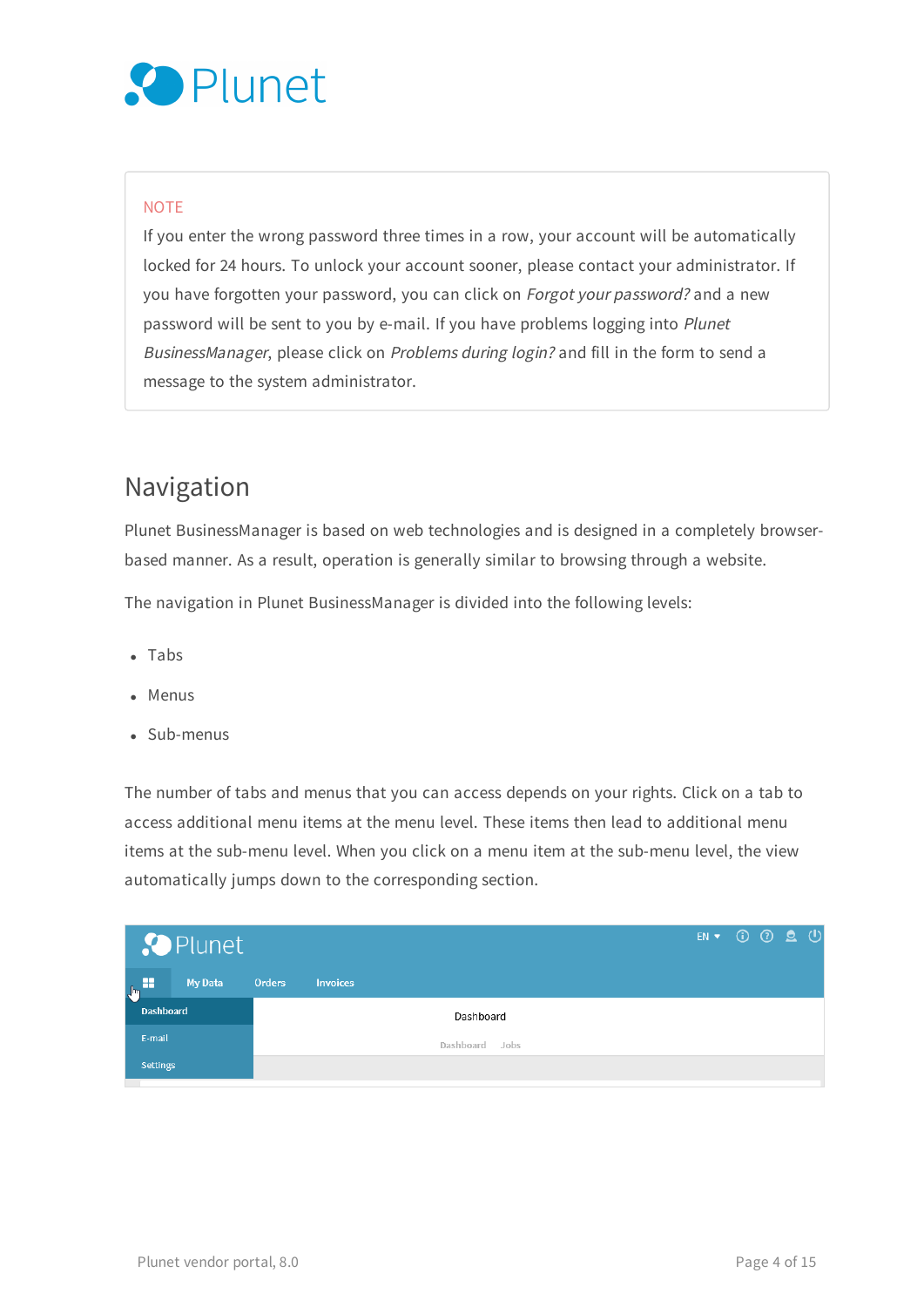NOTE

If you enter the wrong password three times in a row, your account will be automatically locked for 24 hours. To unlock your account sooner, please contact your administrator. If you have forgotten your password, you can click on *Forgot your password?* and a new password will be sent to you by e-mail. If you have problems logging into *Plunet BusinessManager*, please click on *Problems during login?* and fill in the form to send a message to the system administrator.

## Navigation

Plunet BusinessManager is based on web technologies and is designed in a completely browser-based manner. As a result, operation is generally similar to browsing through a website.

The navigation in Plunet BusinessManager is divided into the following levels:

- Tabs
- Menus
- Sub-menus

The number of tabs and menus that you can access depends on your rights. Click on a tab to access additional menu items at the menu level. These items then lead to additional menu items at the sub-menu level. When you click on a menu item at the sub-menu level, the view automatically jumps down to the corresponding section.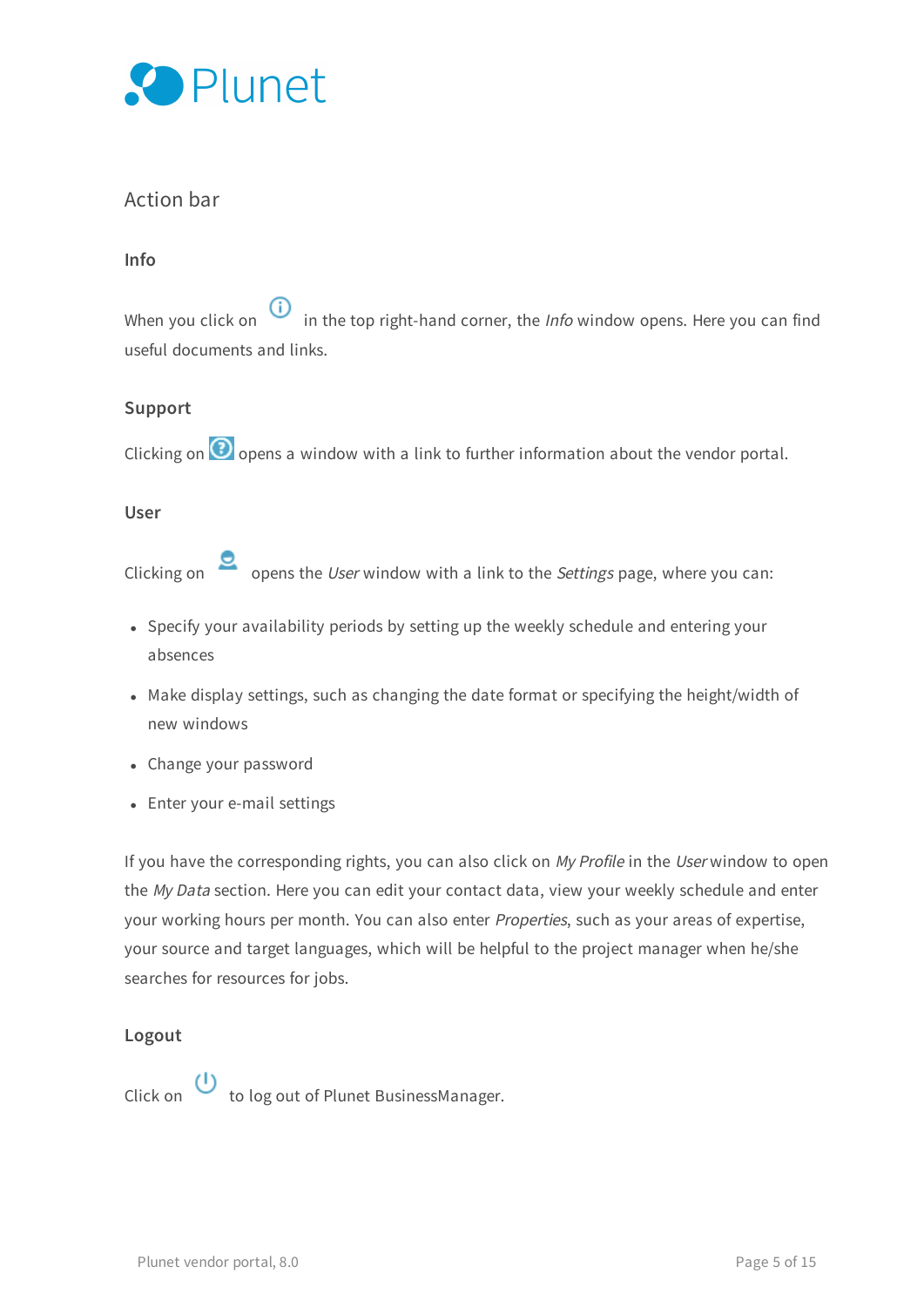## Action bar

### Info

When you click on in the top right-hand corner, the *Info* window opens. Here you can find useful documents and links.

### Support

Clicking on opens a window with a link to further information about the vendor portal.

### User

Clicking on opens the *User* window with a link to the *Settings* page, where you can:

- Specify your availability periods by setting up the weekly schedule and entering your absences
- Make display settings, such as changing the date format or specifying the height/width of new windows
- Change your password
- Enter your e-mail settings

If you have the corresponding rights, you can also click on *My Profile* in the *User* window to open the *My Data* section. Here you can edit your contact data, view your weekly schedule and enter your working hours per month. You can also enter *Properties*, such as your areas of expertise, your source and target languages, which will be helpful to the project manager when he/she searches for resources for jobs.

### Logout

Click on to log out of Plunet BusinessManager.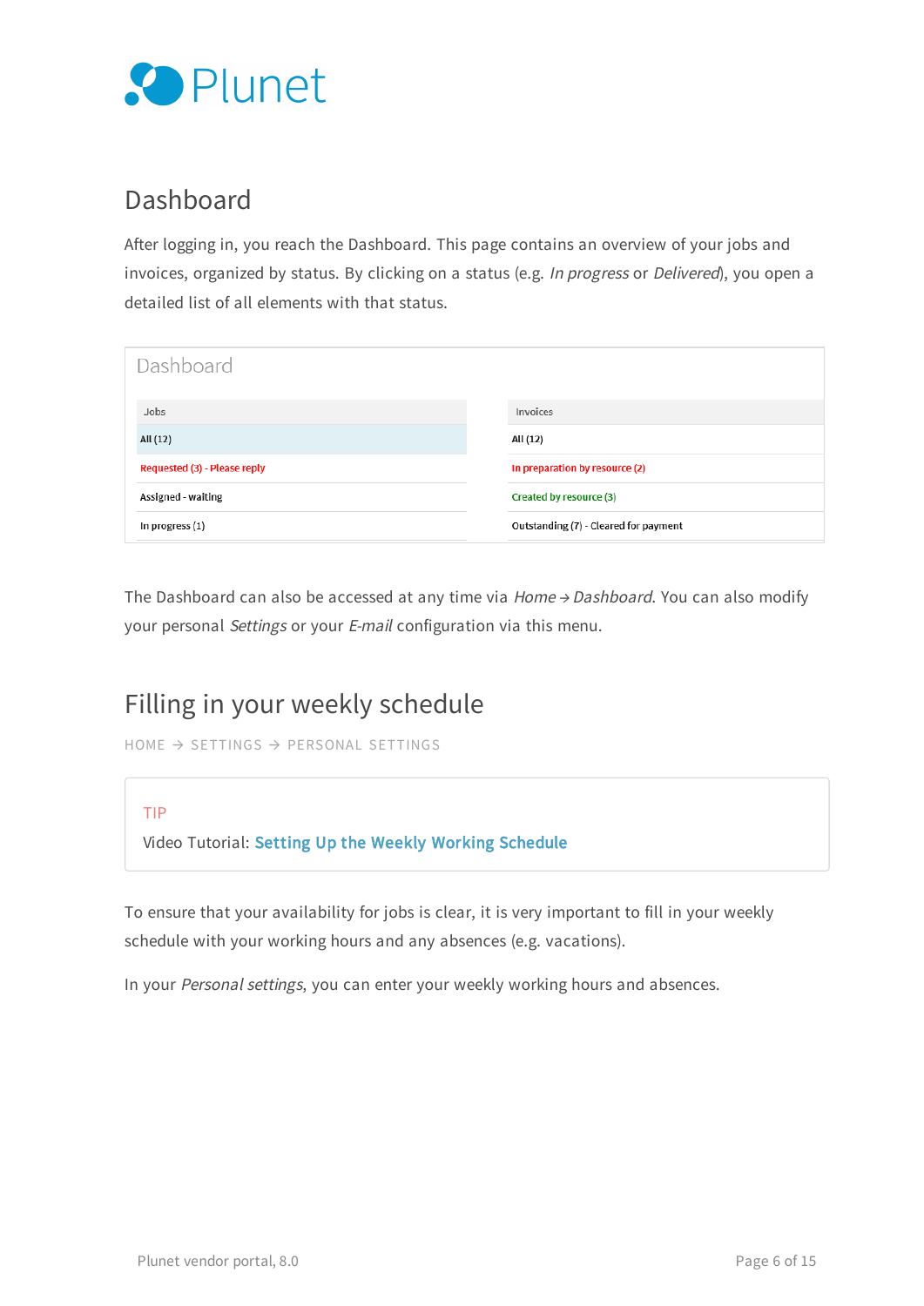## Dashboard

After logging in, you reach the Dashboard. This page contains an overview of your jobs and invoices, organized by status. By clicking on a status (e.g. *In progress* or *Delivered*), you open a detailed list of all elements with that status.

Dashboard

| Jobs | Invoices |
|---|---|
| All (12) | All (12) |
| Requested (3) - Please reply | In preparation by resource (2) |
| Assigned - waiting | Created by resource (3) |
| In progress (1) | Outstanding (7) - Cleared for payment |

The Dashboard can also be accessed at any time via *Home → Dashboard*. You can also modify your personal *Settings* or your *E-mail* configuration via this menu.

## Filling in your weekly schedule

HOME → SETTINGS → PERSONAL SETTINGS

> TIP
>
> Video Tutorial: **Setting Up the Weekly Working Schedule**

To ensure that your availability for jobs is clear, it is very important to fill in your weekly schedule with your working hours and any absences (e.g. vacations).

In your *Personal settings*, you can enter your weekly working hours and absences.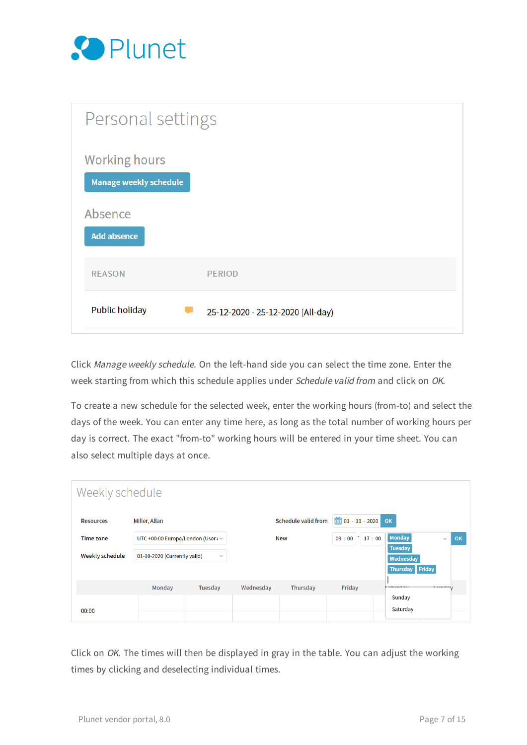# Personal settings

## Working hours

Manage weekly schedule

## Absence

Add absence

| REASON | PERIOD |
|---|---|
| Public holiday | 25-12-2020 - 25-12-2020 (All-day) |

Click *Manage weekly schedule*. On the left-hand side you can select the time zone. Enter the week starting from which this schedule applies under *Schedule valid from* and click on *OK*.

To create a new schedule for the selected week, enter the working hours (from-to) and select the days of the week. You can enter any time here, as long as the total number of working hours per day is correct. The exact "from-to" working hours will be entered in your time sheet. You can also select multiple days at once.

## Weekly schedule

| | | | |
|---|---|---|---|
| Resources | Miller, Allan | Schedule valid from | 01 - 11 - 2020 OK |
| Time zone | UTC +00:00 Europe/London (User | New | 09 : 00 - 17 : 00 Monday Tuesday Wednesday Thursday Friday OK |
| Weekly schedule | 01-10-2020 (Currently valid) | | |

| | Monday | Tuesday | Wednesday | Thursday | Friday | Saturday | Sunday |
|---|---|---|---|---|---|---|---|
| 00:00 | | | | | | | |

Click on *OK*. The times will then be displayed in gray in the table. You can adjust the working times by clicking and deselecting individual times.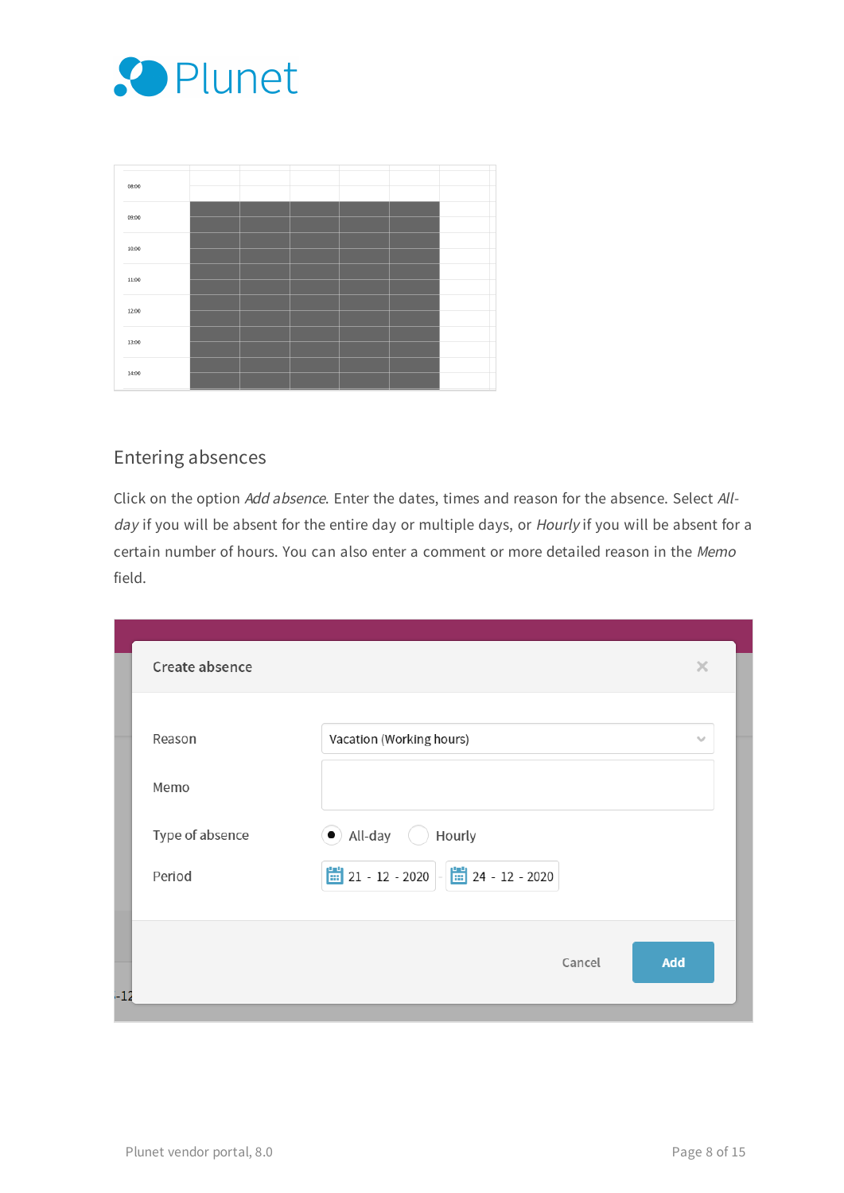## Entering absences

Click on the option *Add absence.* Enter the dates, times and reason for the absence. Select *All-day* if you will be absent for the entire day or multiple days, or *Hourly* if you will be absent for a certain number of hours. You can also enter a comment or more detailed reason in the *Memo* field.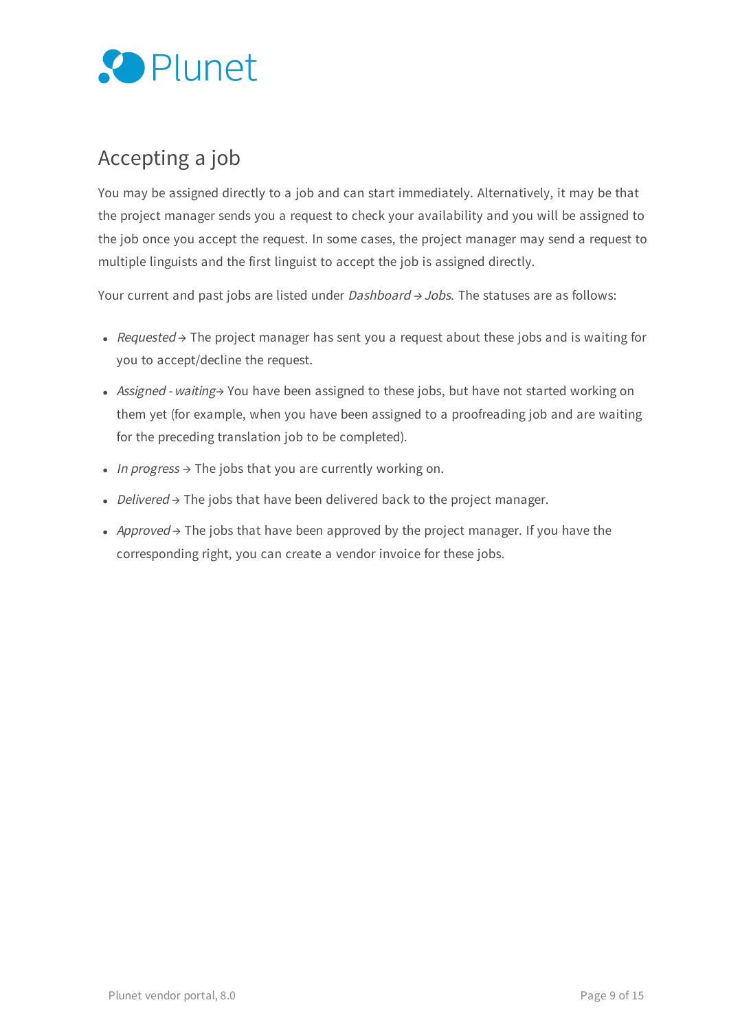## Accepting a job

You may be assigned directly to a job and can start immediately. Alternatively, it may be that the project manager sends you a request to check your availability and you will be assigned to the job once you accept the request. In some cases, the project manager may send a request to multiple linguists and the first linguist to accept the job is assigned directly.

Your current and past jobs are listed under *Dashboard → Jobs*. The statuses are as follows:

- *Requested* → The project manager has sent you a request about these jobs and is waiting for you to accept/decline the request.
- *Assigned - waiting*→ You have been assigned to these jobs, but have not started working on them yet (for example, when you have been assigned to a proofreading job and are waiting for the preceding translation job to be completed).
- *In progress* → The jobs that you are currently working on.
- *Delivered* → The jobs that have been delivered back to the project manager.
- *Approved* → The jobs that have been approved by the project manager. If you have the corresponding right, you can create a vendor invoice for these jobs.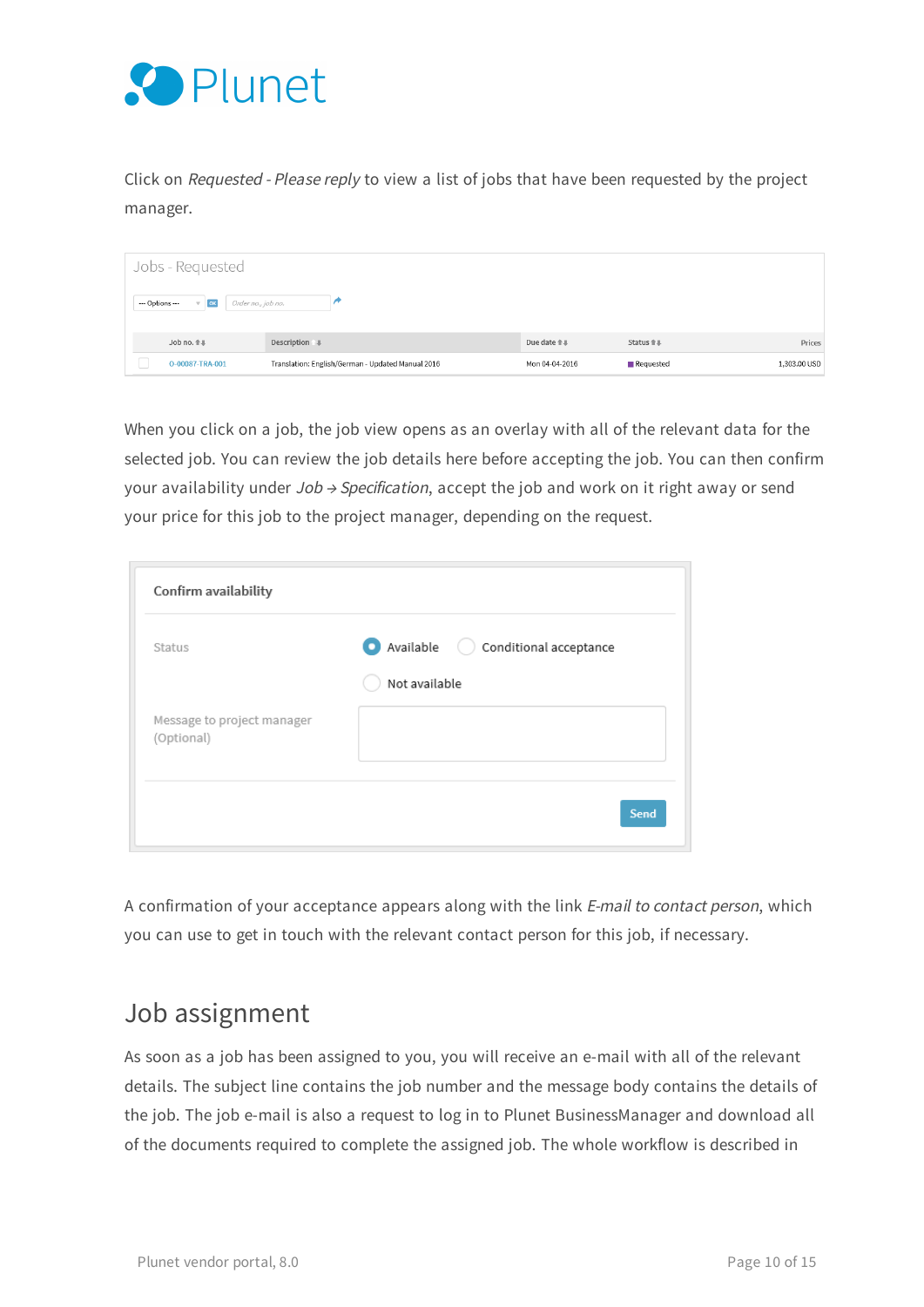Click on *Requested - Please reply* to view a list of jobs that have been requested by the project manager.

| Job no. | Description | Due date | Status | Prices |
|---|---|---|---|---|
| O-00087-TRA-001 | Translation: English/German - Updated Manual 2016 | Mon 04-04-2016 | Requested | 1,303.00 USD |

When you click on a job, the job view opens as an overlay with all of the relevant data for the selected job. You can review the job details here before accepting the job. You can then confirm your availability under *Job → Specification*, accept the job and work on it right away or send your price for this job to the project manager, depending on the request.

A confirmation of your acceptance appears along with the link *E-mail to contact person*, which you can use to get in touch with the relevant contact person for this job, if necessary.

## Job assignment

As soon as a job has been assigned to you, you will receive an e-mail with all of the relevant details. The subject line contains the job number and the message body contains the details of the job. The job e-mail is also a request to log in to Plunet BusinessManager and download all of the documents required to complete the assigned job. The whole workflow is described in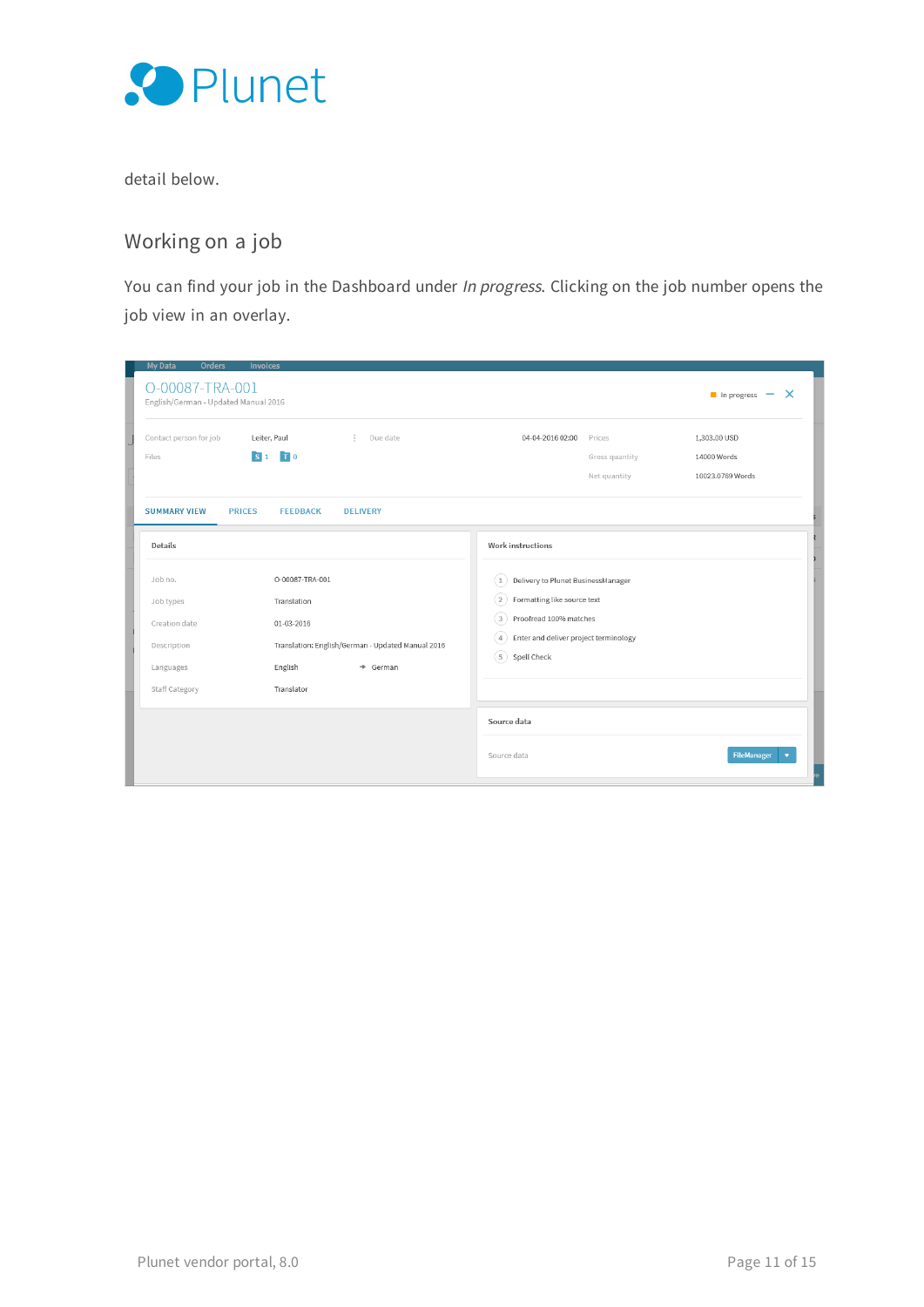detail below.

## Working on a job

You can find your job in the Dashboard under *In progress*. Clicking on the job number opens the job view in an overlay.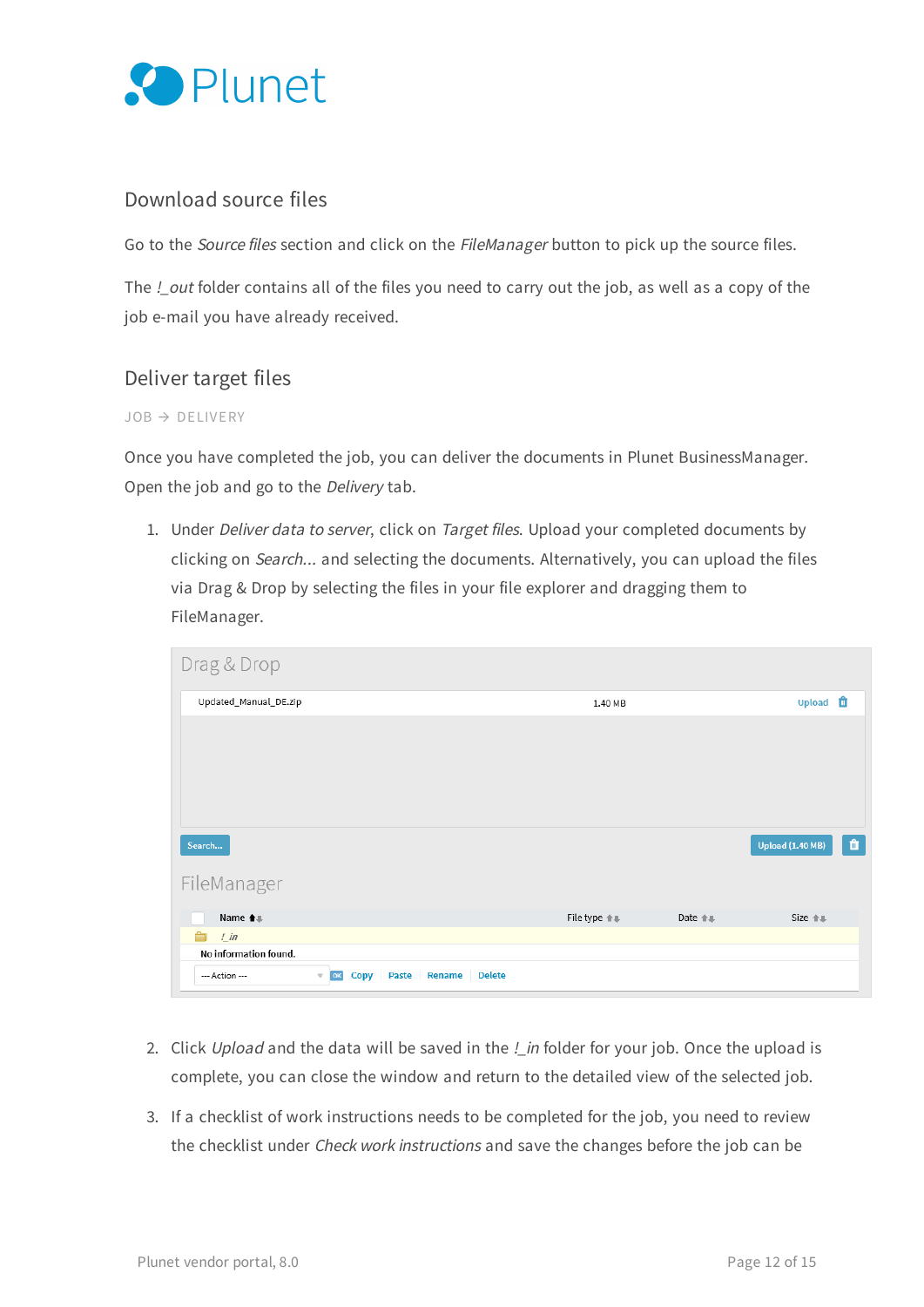## Download source files

Go to the *Source files* section and click on the *FileManager* button to pick up the source files.

The *!_out* folder contains all of the files you need to carry out the job, as well as a copy of the job e-mail you have already received.

## Deliver target files

JOB → DELIVERY

Once you have completed the job, you can deliver the documents in Plunet BusinessManager. Open the job and go to the *Delivery* tab.

1. Under *Deliver data to server*, click on *Target files*. Upload your completed documents by clicking on *Search...* and selecting the documents. Alternatively, you can upload the files via Drag & Drop by selecting the files in your file explorer and dragging them to FileManager.

2. Click *Upload* and the data will be saved in the *!_in* folder for your job. Once the upload is complete, you can close the window and return to the detailed view of the selected job.

3. If a checklist of work instructions needs to be completed for the job, you need to review the checklist under *Check work instructions* and save the changes before the job can be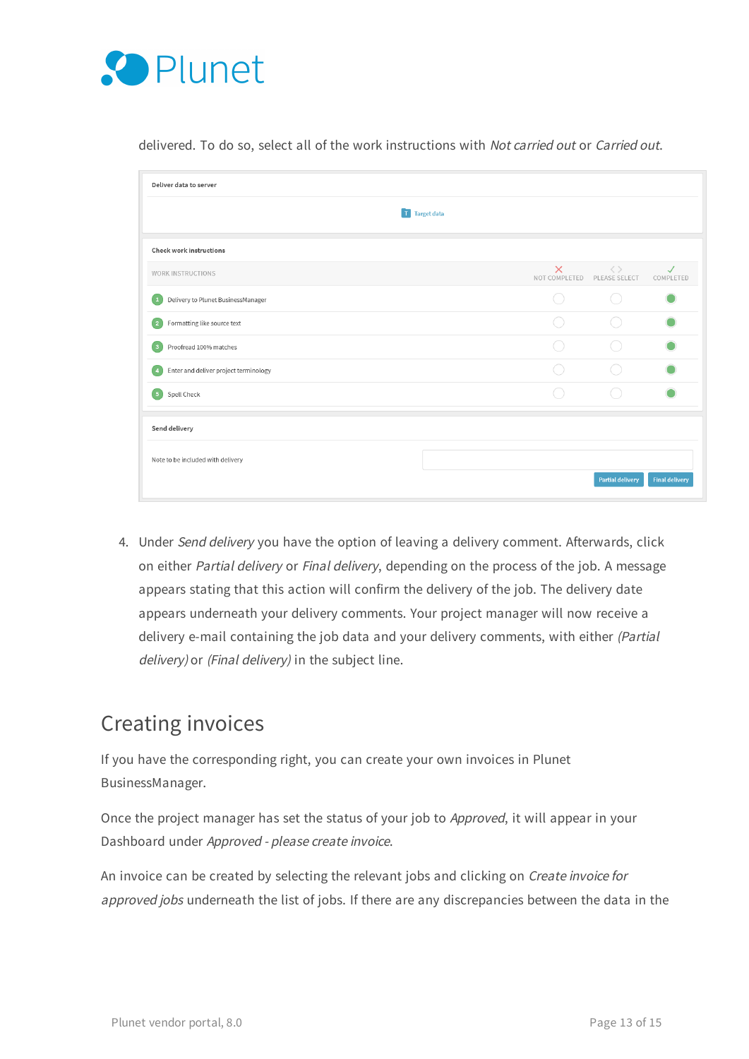delivered. To do so, select all of the work instructions with *Not carried out* or *Carried out*.

Deliver data to server

Target data

Check work instructions

| WORK INSTRUCTIONS | NOT COMPLETED | PLEASE SELECT | COMPLETED |
| --- | --- | --- | --- |
| 1 Delivery to Plunet BusinessManager | ○ | ○ | ● |
| 2 Formatting like source text | ○ | ○ | ● |
| 3 Proofread 100% matches | ○ | ○ | ● |
| 4 Enter and deliver project terminology | ○ | ○ | ● |
| 5 Spell Check | ○ | ○ | ● |

Send delivery

Note to be included with delivery

Partial delivery | Final delivery

4. Under *Send delivery* you have the option of leaving a delivery comment. Afterwards, click on either *Partial delivery* or *Final delivery*, depending on the process of the job. A message appears stating that this action will confirm the delivery of the job. The delivery date appears underneath your delivery comments. Your project manager will now receive a delivery e-mail containing the job data and your delivery comments, with either *(Partial delivery)* or *(Final delivery)* in the subject line.

## Creating invoices

If you have the corresponding right, you can create your own invoices in Plunet BusinessManager.

Once the project manager has set the status of your job to *Approved*, it will appear in your Dashboard under *Approved - please create invoice*.

An invoice can be created by selecting the relevant jobs and clicking on *Create invoice for approved jobs* underneath the list of jobs. If there are any discrepancies between the data in the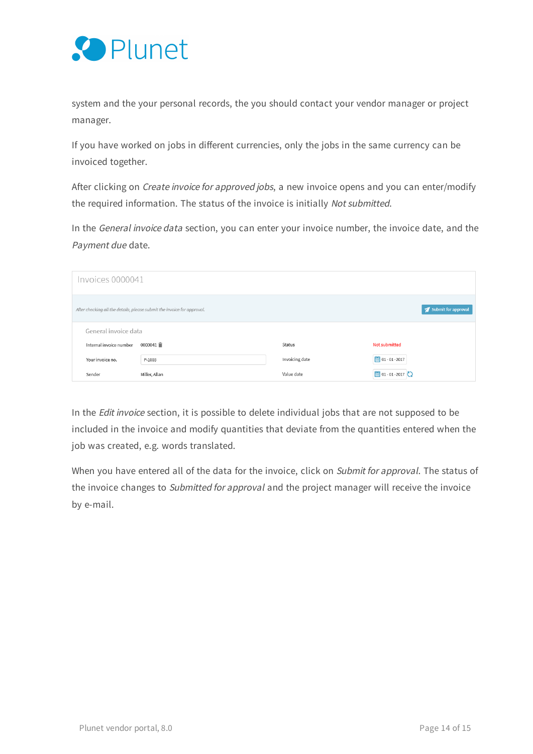system and the your personal records, the you should contact your vendor manager or project manager.

If you have worked on jobs in different currencies, only the jobs in the same currency can be invoiced together.

After clicking on *Create invoice for approved jobs*, a new invoice opens and you can enter/modify the required information. The status of the invoice is initially *Not submitted*.

In the *General invoice data* section, you can enter your invoice number, the invoice date, and the *Payment due* date.

Invoices 0000041

*After checking all the details, please submit the invoice for approval.* Submit for approval

General invoice data

| Internal invoice number | 0000041 | Status | Not submitted |
|---|---|---|---|
| Your invoice no. | P-1003 | Invoicing date | 01 - 01 - 2017 |
| Sender | Miller, Allan | Value date | 01 - 01 - 2017 |

In the *Edit invoice* section, it is possible to delete individual jobs that are not supposed to be included in the invoice and modify quantities that deviate from the quantities entered when the job was created, e.g. words translated.

When you have entered all of the data for the invoice, click on *Submit for approval*. The status of the invoice changes to *Submitted for approval* and the project manager will receive the invoice by e-mail.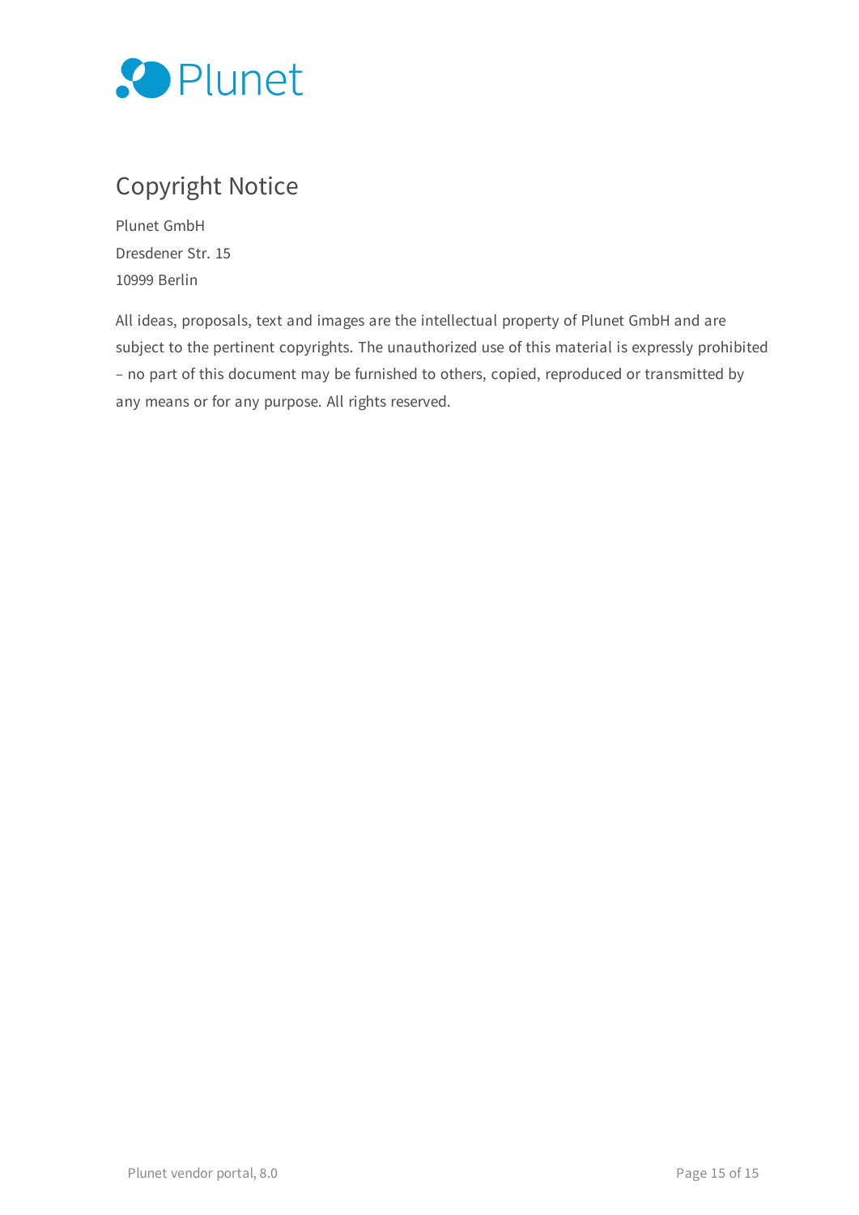Plunet

## Copyright Notice

Plunet GmbH
Dresdener Str. 15
10999 Berlin

All ideas, proposals, text and images are the intellectual property of Plunet GmbH and are subject to the pertinent copyrights. The unauthorized use of this material is expressly prohibited – no part of this document may be furnished to others, copied, reproduced or transmitted by any means or for any purpose. All rights reserved.